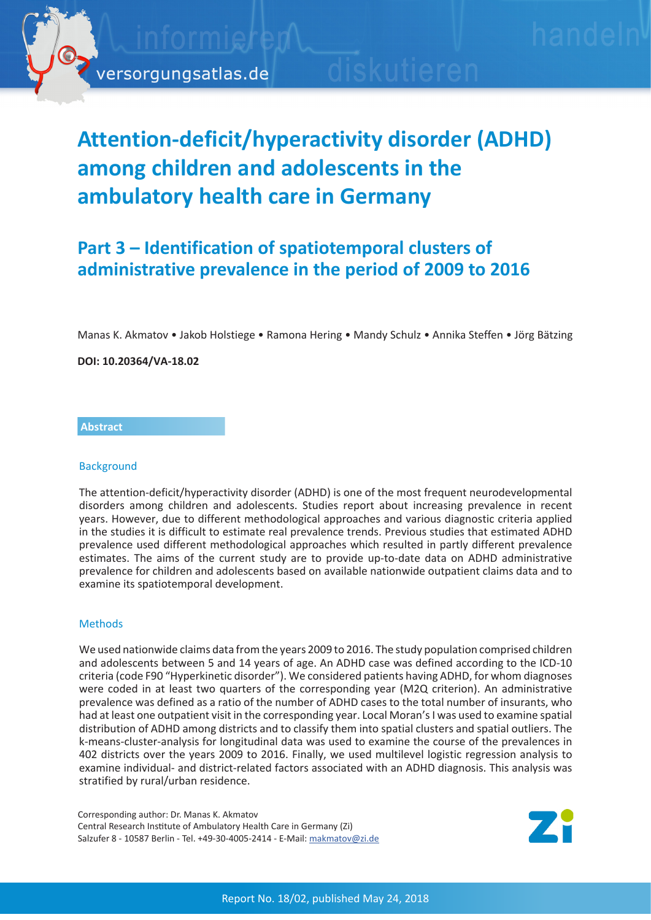# Attention-deficit/hyperactivity disorder (ADHD) among children and adolescents in the ambulatory health care in Germany

## Part 3 – Identification of spatiotemporal clusters of administrative prevalence in the period of 2009 to 2016

Manas K. Akmatov • Jakob Holstiege • Ramona Hering • Mandy Schulz • Annika Steffen • Jörg Bätzing

**DOI: 10.20364/VA-18.02**

### Abstract

#### Background

The attention-deficit/hyperactivity disorder (ADHD) is one of the most frequent neurodevelopmental disorders among children and adolescents. Studies report about increasing prevalence in recent years. However, due to different methodological approaches and various diagnostic criteria applied in the studies it is difficult to estimate real prevalence trends. Previous studies that estimated ADHD prevalence used different methodological approaches which resulted in partly different prevalence estimates. The aims of the current study are to provide up-to-date data on ADHD administrative prevalence for children and adolescents based on available nationwide outpatient claims data and to examine its spatiotemporal development.

#### Methods

We used nationwide claims data from the years 2009 to 2016. The study population comprised children and adolescents between 5 and 14 years of age. An ADHD case was defined according to the ICD-10 criteria (code F90 "Hyperkinetic disorder"). We considered patients having ADHD, for whom diagnoses were coded in at least two quarters of the corresponding year (M2Q criterion). An administrative prevalence was defined as a ratio of the number of ADHD cases to the total number of insurants, who had at least one outpatient visit in the corresponding year. Local Moran's I was used to examine spatial distribution of ADHD among districts and to classify them into spatial clusters and spatial outliers. The k-means-cluster-analysis for longitudinal data was used to examine the course of the prevalences in 402 districts over the years 2009 to 2016. Finally, we used multilevel logistic regression analysis to examine individual- and district-related factors associated with an ADHD diagnosis. This analysis was stratified by rural/urban residence.

Corresponding author: Dr. Manas K. Akmatov
Central Research Institute of Ambulatory Health Care in Germany (Zi)
Salzufer 8 - 10587 Berlin - Tel. +49-30-4005-2414 - E-Mail: makmatov@zi.de

Report No. 18/02, published May 24, 2018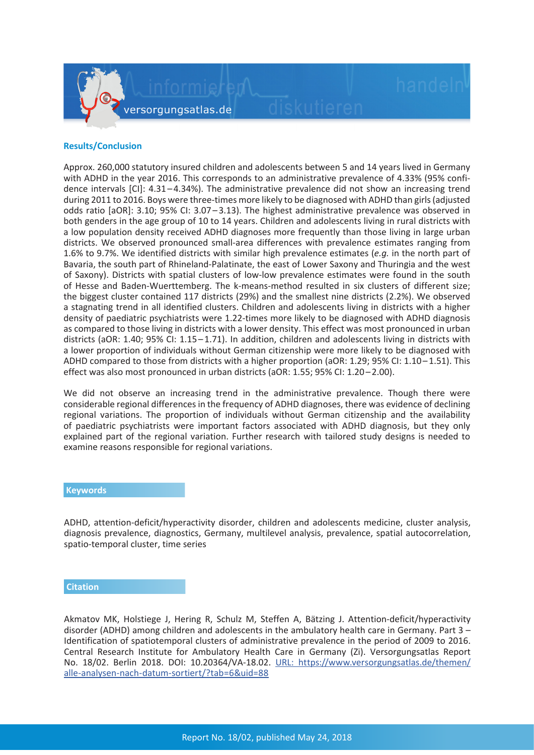## Results/Conclusion

Approx. 260,000 statutory insured children and adolescents between 5 and 14 years lived in Germany with ADHD in the year 2016. This corresponds to an administrative prevalence of 4.33% (95% confidence intervals [CI]: 4.31 – 4.34%). The administrative prevalence did not show an increasing trend during 2011 to 2016. Boys were three-times more likely to be diagnosed with ADHD than girls (adjusted odds ratio [aOR]: 3.10; 95% CI: 3.07 – 3.13). The highest administrative prevalence was observed in both genders in the age group of 10 to 14 years. Children and adolescents living in rural districts with a low population density received ADHD diagnoses more frequently than those living in large urban districts. We observed pronounced small-area differences with prevalence estimates ranging from 1.6% to 9.7%. We identified districts with similar high prevalence estimates (*e.g.* in the north part of Bavaria, the south part of Rhineland-Palatinate, the east of Lower Saxony and Thuringia and the west of Saxony). Districts with spatial clusters of low-low prevalence estimates were found in the south of Hesse and Baden-Wuerttemberg. The k-means-method resulted in six clusters of different size; the biggest cluster contained 117 districts (29%) and the smallest nine districts (2.2%). We observed a stagnating trend in all identified clusters. Children and adolescents living in districts with a higher density of paediatric psychiatrists were 1.22-times more likely to be diagnosed with ADHD diagnosis as compared to those living in districts with a lower density. This effect was most pronounced in urban districts (aOR: 1.40; 95% CI: 1.15 – 1.71). In addition, children and adolescents living in districts with a lower proportion of individuals without German citizenship were more likely to be diagnosed with ADHD compared to those from districts with a higher proportion (aOR: 1.29; 95% CI: 1.10 – 1.51). This effect was also most pronounced in urban districts (aOR: 1.55; 95% CI: 1.20 – 2.00).

We did not observe an increasing trend in the administrative prevalence. Though there were considerable regional differences in the frequency of ADHD diagnoses, there was evidence of declining regional variations. The proportion of individuals without German citizenship and the availability of paediatric psychiatrists were important factors associated with ADHD diagnosis, but they only explained part of the regional variation. Further research with tailored study designs is needed to examine reasons responsible for regional variations.

## Keywords

ADHD, attention-deficit/hyperactivity disorder, children and adolescents medicine, cluster analysis, diagnosis prevalence, diagnostics, Germany, multilevel analysis, prevalence, spatial autocorrelation, spatio-temporal cluster, time series

## Citation

Akmatov MK, Holstiege J, Hering R, Schulz M, Steffen A, Bätzing J. Attention-deficit/hyperactivity disorder (ADHD) among children and adolescents in the ambulatory health care in Germany. Part 3 – Identification of spatiotemporal clusters of administrative prevalence in the period of 2009 to 2016. Central Research Institute for Ambulatory Health Care in Germany (Zi). Versorgungsatlas Report No. 18/02. Berlin 2018. DOI: 10.20364/VA-18.02. [URL: https://www.versorgungsatlas.de/themen/alle-analysen-nach-datum-sortiert/?tab=6&uid=88](https://www.versorgungsatlas.de/themen/alle-analysen-nach-datum-sortiert/?tab=6&uid=88)

Report No. 18/02, published May 24, 2018